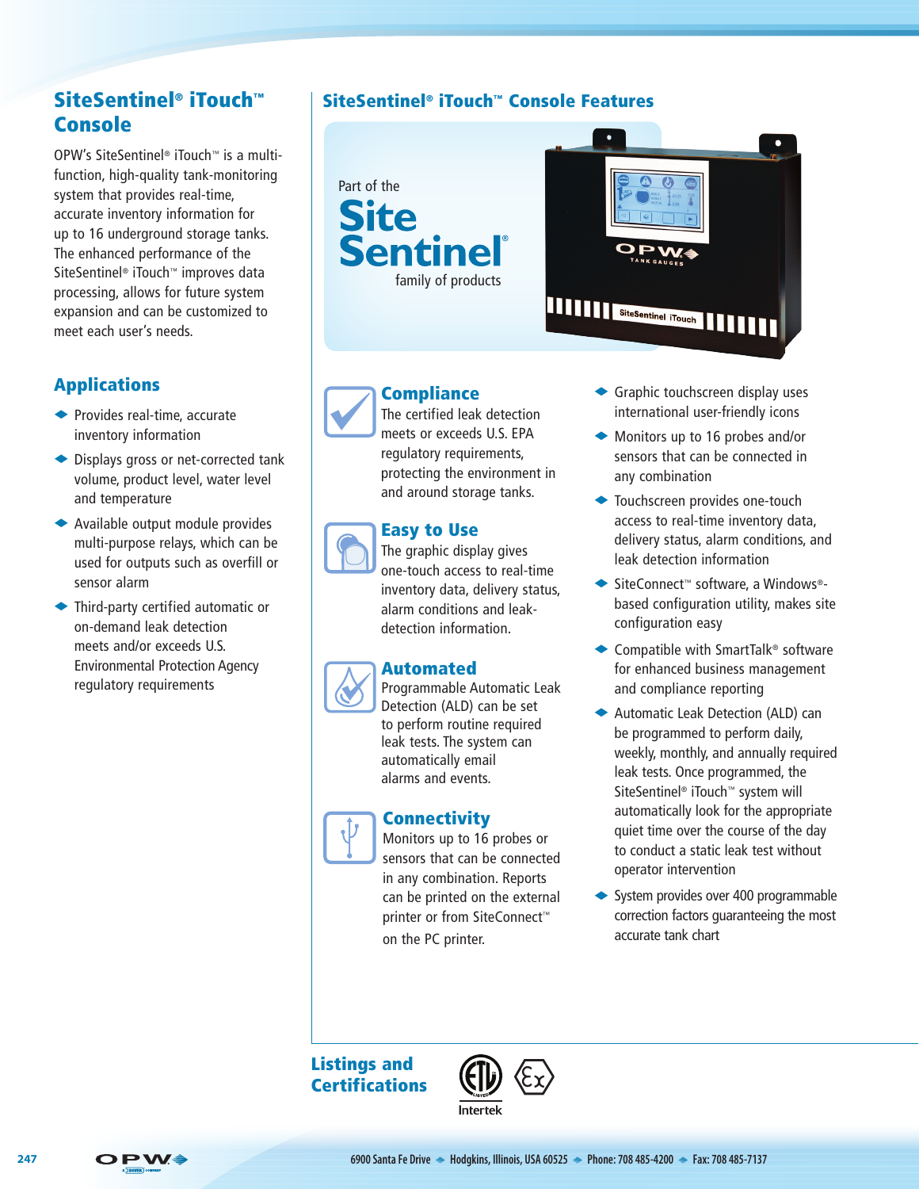# SiteSentinel® iTouch™ Console

OPW's SiteSentinel® iTouch™ is a multi-function, high-quality tank-monitoring system that provides real-time, accurate inventory information for up to 16 underground storage tanks. The enhanced performance of the SiteSentinel® iTouch™ improves data processing, allows for future system expansion and can be customized to meet each user's needs.

## Applications

- Provides real-time, accurate inventory information
- Displays gross or net-corrected tank volume, product level, water level and temperature
- Available output module provides multi-purpose relays, which can be used for outputs such as overfill or sensor alarm
- Third-party certified automatic or on-demand leak detection meets and/or exceeds U.S. Environmental Protection Agency regulatory requirements

## SiteSentinel® iTouch™ Console Features

Part of the **Site Sentinel®** family of products

### Compliance

The certified leak detection meets or exceeds U.S. EPA regulatory requirements, protecting the environment in and around storage tanks.

### Easy to Use

The graphic display gives one-touch access to real-time inventory data, delivery status, alarm conditions and leak-detection information.

### Automated

Programmable Automatic Leak Detection (ALD) can be set to perform routine required leak tests. The system can automatically email alarms and events.

### Connectivity

Monitors up to 16 probes or sensors that can be connected in any combination. Reports can be printed on the external printer or from SiteConnect™ on the PC printer.

- Graphic touchscreen display uses international user-friendly icons
- Monitors up to 16 probes and/or sensors that can be connected in any combination
- Touchscreen provides one-touch access to real-time inventory data, delivery status, alarm conditions, and leak detection information
- SiteConnect™ software, a Windows®-based configuration utility, makes site configuration easy
- Compatible with SmartTalk® software for enhanced business management and compliance reporting
- Automatic Leak Detection (ALD) can be programmed to perform daily, weekly, monthly, and annually required leak tests. Once programmed, the SiteSentinel® iTouch™ system will automatically look for the appropriate quiet time over the course of the day to conduct a static leak test without operator intervention
- System provides over 400 programmable correction factors guaranteeing the most accurate tank chart

## Listings and Certifications

Intertek

6900 Santa Fe Drive ◆ Hodgkins, Illinois, USA 60525 ◆ Phone: 708 485-4200 ◆ Fax: 708 485-7137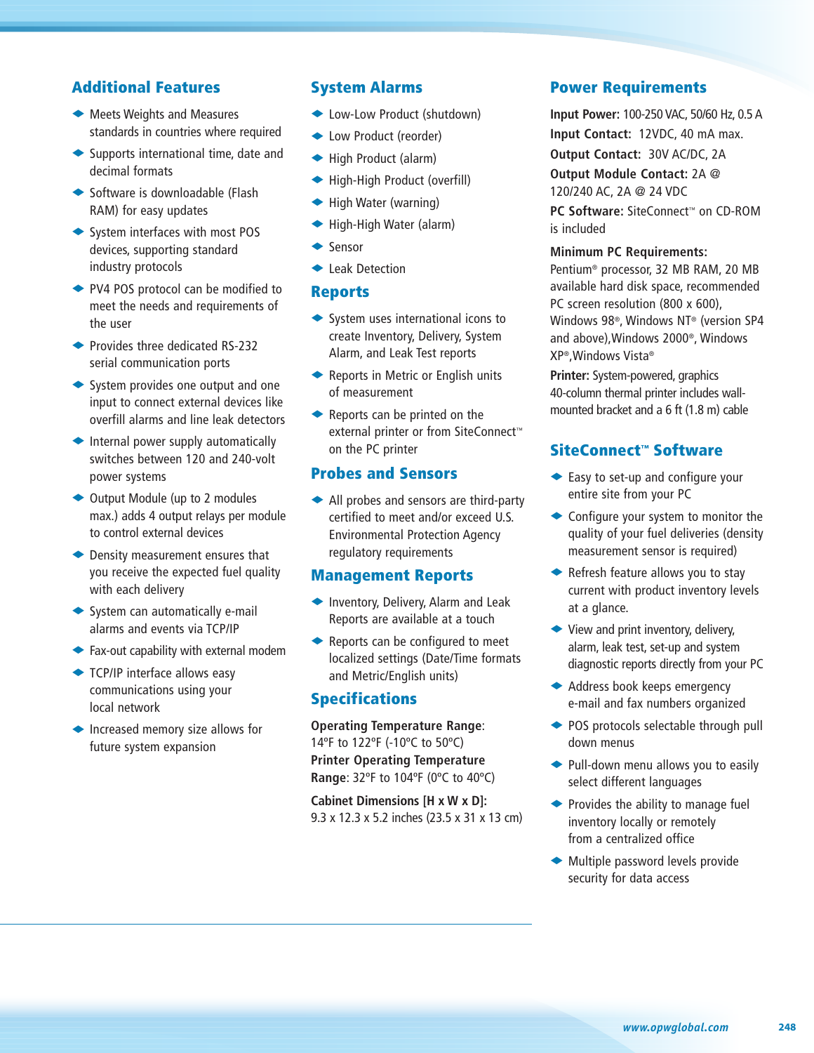## Additional Features

- Meets Weights and Measures standards in countries where required
- Supports international time, date and decimal formats
- Software is downloadable (Flash RAM) for easy updates
- System interfaces with most POS devices, supporting standard industry protocols
- PV4 POS protocol can be modified to meet the needs and requirements of the user
- Provides three dedicated RS-232 serial communication ports
- System provides one output and one input to connect external devices like overfill alarms and line leak detectors
- Internal power supply automatically switches between 120 and 240-volt power systems
- Output Module (up to 2 modules max.) adds 4 output relays per module to control external devices
- Density measurement ensures that you receive the expected fuel quality with each delivery
- System can automatically e-mail alarms and events via TCP/IP
- Fax-out capability with external modem
- TCP/IP interface allows easy communications using your local network
- Increased memory size allows for future system expansion

## System Alarms

- Low-Low Product (shutdown)
- Low Product (reorder)
- High Product (alarm)
- High-High Product (overfill)
- High Water (warning)
- High-High Water (alarm)
- Sensor
- Leak Detection

## Reports

- System uses international icons to create Inventory, Delivery, System Alarm, and Leak Test reports
- Reports in Metric or English units of measurement
- Reports can be printed on the external printer or from SiteConnect™ on the PC printer

## Probes and Sensors

- All probes and sensors are third-party certified to meet and/or exceed U.S. Environmental Protection Agency regulatory requirements

## Management Reports

- Inventory, Delivery, Alarm and Leak Reports are available at a touch
- Reports can be configured to meet localized settings (Date/Time formats and Metric/English units)

## Specifications

**Operating Temperature Range**: 14ºF to 122ºF (-10ºC to 50ºC)
**Printer Operating Temperature Range**: 32ºF to 104ºF (0ºC to 40ºC)

**Cabinet Dimensions [H x W x D]:**
9.3 x 12.3 x 5.2 inches (23.5 x 31 x 13 cm)

## Power Requirements

**Input Power:** 100-250 VAC, 50/60 Hz, 0.5 A

**Input Contact:** 12VDC, 40 mA max.

**Output Contact:** 30V AC/DC, 2A

**Output Module Contact:** 2A @ 120/240 AC, 2A @ 24 VDC

**PC Software:** SiteConnect™ on CD-ROM is included

**Minimum PC Requirements:**
Pentium® processor, 32 MB RAM, 20 MB available hard disk space, recommended PC screen resolution (800 x 600), Windows 98®, Windows NT® (version SP4 and above),Windows 2000®, Windows XP®,Windows Vista®

**Printer:** System-powered, graphics 40-column thermal printer includes wall-mounted bracket and a 6 ft (1.8 m) cable

## SiteConnect™ Software

- Easy to set-up and configure your entire site from your PC
- Configure your system to monitor the quality of your fuel deliveries (density measurement sensor is required)
- Refresh feature allows you to stay current with product inventory levels at a glance.
- View and print inventory, delivery, alarm, leak test, set-up and system diagnostic reports directly from your PC
- Address book keeps emergency e-mail and fax numbers organized
- POS protocols selectable through pull down menus
- Pull-down menu allows you to easily select different languages
- Provides the ability to manage fuel inventory locally or remotely from a centralized office
- Multiple password levels provide security for data access